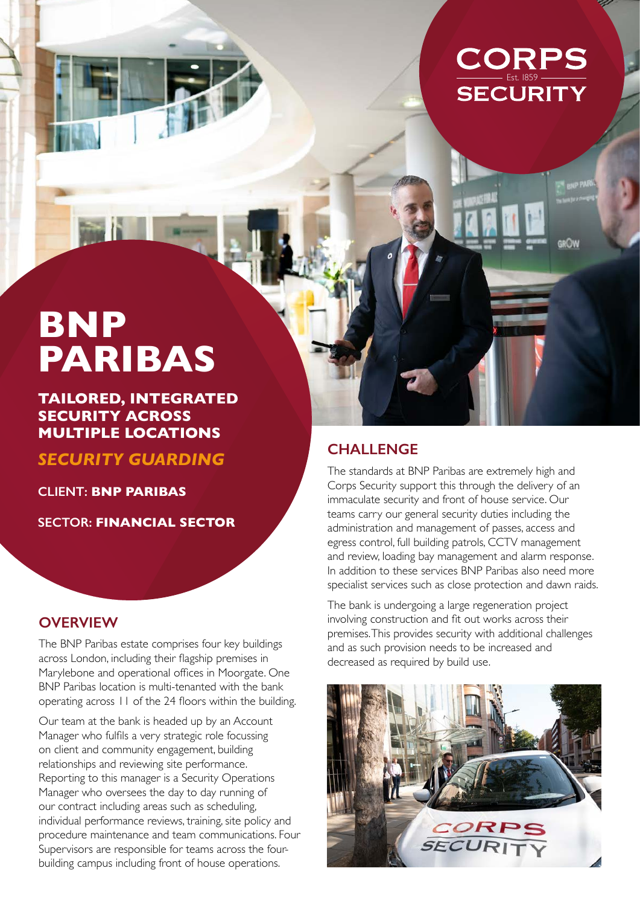CORPS
Est. 1859
SECURITY

# BNP PARIBAS

## TAILORED, INTEGRATED SECURITY ACROSS MULTIPLE LOCATIONS

### *SECURITY GUARDING*

CLIENT: **BNP PARIBAS**

SECTOR: **FINANCIAL SECTOR**

## OVERVIEW

The BNP Paribas estate comprises four key buildings across London, including their flagship premises in Marylebone and operational offices in Moorgate. One BNP Paribas location is multi-tenanted with the bank operating across 11 of the 24 floors within the building.

Our team at the bank is headed up by an Account Manager who fulfils a very strategic role focussing on client and community engagement, building relationships and reviewing site performance. Reporting to this manager is a Security Operations Manager who oversees the day to day running of our contract including areas such as scheduling, individual performance reviews, training, site policy and procedure maintenance and team communications. Four Supervisors are responsible for teams across the four-building campus including front of house operations.

## CHALLENGE

The standards at BNP Paribas are extremely high and Corps Security support this through the delivery of an immaculate security and front of house service. Our teams carry our general security duties including the administration and management of passes, access and egress control, full building patrols, CCTV management and review, loading bay management and alarm response. In addition to these services BNP Paribas also need more specialist services such as close protection and dawn raids.

The bank is undergoing a large regeneration project involving construction and fit out works across their premises. This provides security with additional challenges and as such provision needs to be increased and decreased as required by build use.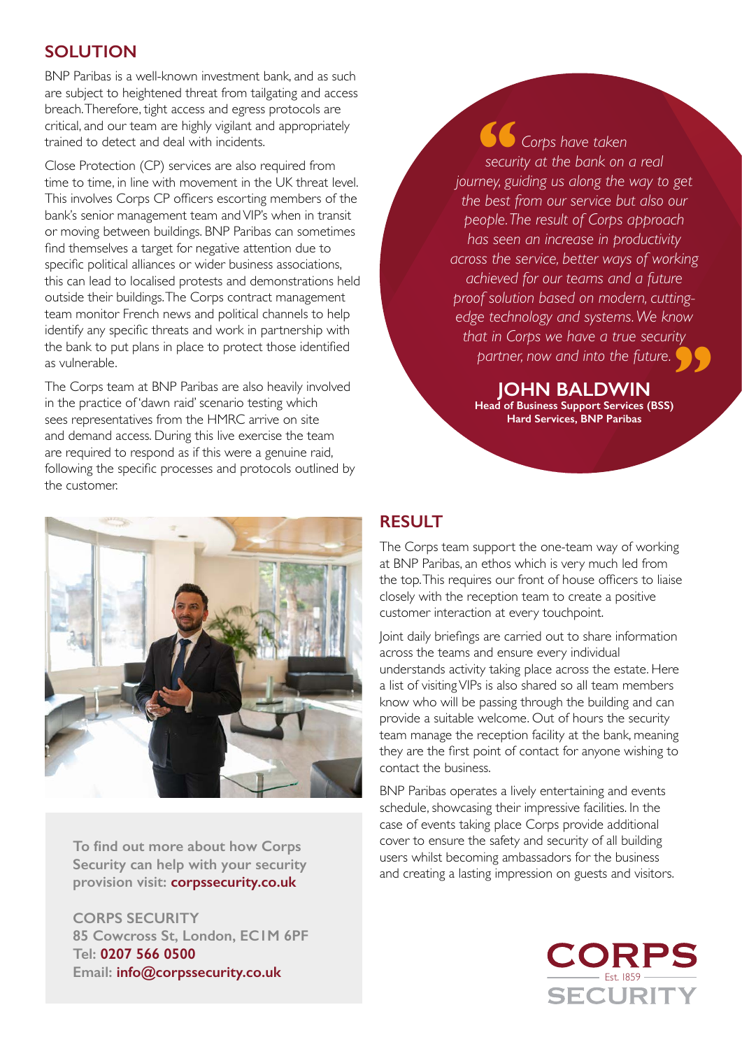## SOLUTION

BNP Paribas is a well-known investment bank, and as such are subject to heightened threat from tailgating and access breach. Therefore, tight access and egress protocols are critical, and our team are highly vigilant and appropriately trained to detect and deal with incidents.

Close Protection (CP) services are also required from time to time, in line with movement in the UK threat level. This involves Corps CP officers escorting members of the bank's senior management team and VIP's when in transit or moving between buildings. BNP Paribas can sometimes find themselves a target for negative attention due to specific political alliances or wider business associations, this can lead to localised protests and demonstrations held outside their buildings. The Corps contract management team monitor French news and political channels to help identify any specific threats and work in partnership with the bank to put plans in place to protect those identified as vulnerable.

The Corps team at BNP Paribas are also heavily involved in the practice of 'dawn raid' scenario testing which sees representatives from the HMRC arrive on site and demand access. During this live exercise the team are required to respond as if this were a genuine raid, following the specific processes and protocols outlined by the customer.

> *"Corps have taken security at the bank on a real journey, guiding us along the way to get the best from our service but also our people. The result of Corps approach has seen an increase in productivity across the service, better ways of working achieved for our teams and a future proof solution based on modern, cutting-edge technology and systems. We know that in Corps we have a true security partner, now and into the future."*
>
> **JOHN BALDWIN**
> **Head of Business Support Services (BSS) Hard Services, BNP Paribas**

## RESULT

The Corps team support the one-team way of working at BNP Paribas, an ethos which is very much led from the top. This requires our front of house officers to liaise closely with the reception team to create a positive customer interaction at every touchpoint.

Joint daily briefings are carried out to share information across the teams and ensure every individual understands activity taking place across the estate. Here a list of visiting VIPs is also shared so all team members know who will be passing through the building and can provide a suitable welcome. Out of hours the security team manage the reception facility at the bank, meaning they are the first point of contact for anyone wishing to contact the business.

BNP Paribas operates a lively entertaining and events schedule, showcasing their impressive facilities. In the case of events taking place Corps provide additional cover to ensure the safety and security of all building users whilst becoming ambassadors for the business and creating a lasting impression on guests and visitors.

**To find out more about how Corps Security can help with your security provision visit: corpssecurity.co.uk**

**CORPS SECURITY**
**85 Cowcross St, London, EC1M 6PF**
**Tel: 0207 566 0500**
**Email: info@corpssecurity.co.uk**

CORPS
Est. 1859
SECURITY